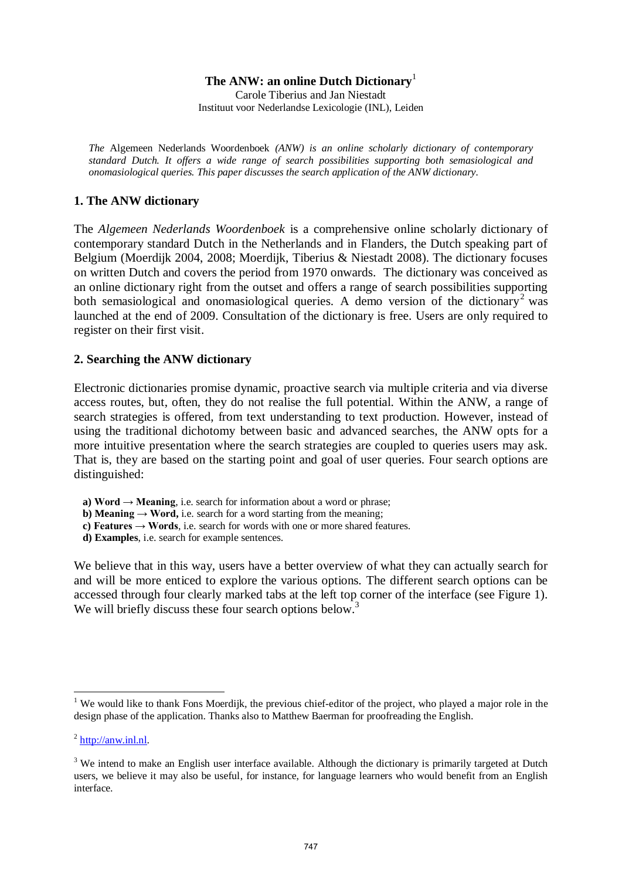# The ANW: an online Dutch Dictionary[1]

Carole Tiberius and Jan Niestadt

Instituut voor Nederlandse Lexicologie (INL), Leiden

*The* Algemeen Nederlands Woordenboek *(ANW) is an online scholarly dictionary of contemporary standard Dutch. It offers a wide range of search possibilities supporting both semasiological and onomasiological queries. This paper discusses the search application of the ANW dictionary.*

## 1. The ANW dictionary

The *Algemeen Nederlands Woordenboek* is a comprehensive online scholarly dictionary of contemporary standard Dutch in the Netherlands and in Flanders, the Dutch speaking part of Belgium (Moerdijk 2004, 2008; Moerdijk, Tiberius & Niestadt 2008). The dictionary focuses on written Dutch and covers the period from 1970 onwards. The dictionary was conceived as an online dictionary right from the outset and offers a range of search possibilities supporting both semasiological and onomasiological queries. A demo version of the dictionary[2] was launched at the end of 2009. Consultation of the dictionary is free. Users are only required to register on their first visit.

## 2. Searching the ANW dictionary

Electronic dictionaries promise dynamic, proactive search via multiple criteria and via diverse access routes, but, often, they do not realise the full potential. Within the ANW, a range of search strategies is offered, from text understanding to text production. However, instead of using the traditional dichotomy between basic and advanced searches, the ANW opts for a more intuitive presentation where the search strategies are coupled to queries users may ask. That is, they are based on the starting point and goal of user queries. Four search options are distinguished:

- **a) Word → Meaning**, i.e. search for information about a word or phrase;
- **b) Meaning → Word,** i.e. search for a word starting from the meaning;
- **c) Features → Words**, i.e. search for words with one or more shared features.
- **d) Examples**, i.e. search for example sentences.

We believe that in this way, users have a better overview of what they can actually search for and will be more enticed to explore the various options. The different search options can be accessed through four clearly marked tabs at the left top corner of the interface (see Figure 1). We will briefly discuss these four search options below.[3]

---

[1] We would like to thank Fons Moerdijk, the previous chief-editor of the project, who played a major role in the design phase of the application. Thanks also to Matthew Baerman for proofreading the English.

[2] http://anw.inl.nl.

[3] We intend to make an English user interface available. Although the dictionary is primarily targeted at Dutch users, we believe it may also be useful, for instance, for language learners who would benefit from an English interface.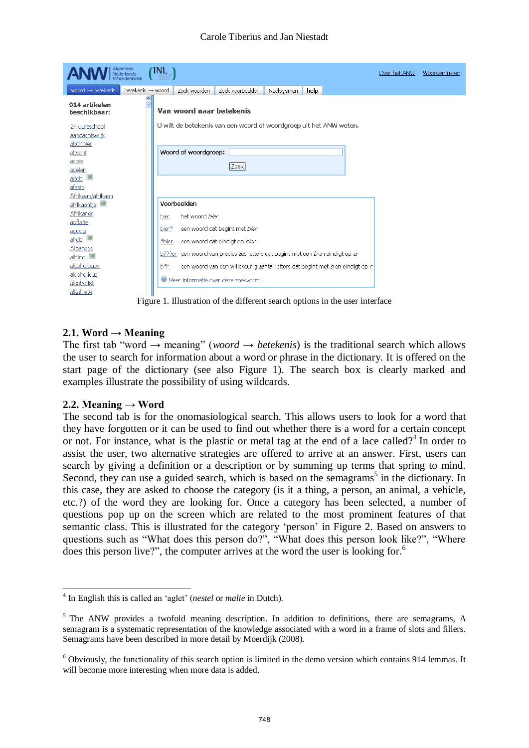Figure 1. Illustration of the different search options in the user interface

### 2.1. Word → Meaning

The first tab "word → meaning" (*woord → betekenis*) is the traditional search which allows the user to search for information about a word or phrase in the dictionary. It is offered on the start page of the dictionary (see also Figure 1). The search box is clearly marked and examples illustrate the possibility of using wildcards.

### 2.2. Meaning → Word

The second tab is for the onomasiological search. This allows users to look for a word that they have forgotten or it can be used to find out whether there is a word for a certain concept or not. For instance, what is the plastic or metal tag at the end of a lace called?[4] In order to assist the user, two alternative strategies are offered to arrive at an answer. First, users can search by giving a definition or a description or by summing up terms that spring to mind. Second, they can use a guided search, which is based on the semagrams[5] in the dictionary. In this case, they are asked to choose the category (is it a thing, a person, an animal, a vehicle, etc.?) of the word they are looking for. Once a category has been selected, a number of questions pop up on the screen which are related to the most prominent features of that semantic class. This is illustrated for the category 'person' in Figure 2. Based on answers to questions such as "What does this person do?", "What does this person look like?", "Where does this person live?", the computer arrives at the word the user is looking for.[6]

---

[4] In English this is called an 'aglet' (*nestel* or *malie* in Dutch).

[5] The ANW provides a twofold meaning description. In addition to definitions, there are semagrams, A semagram is a systematic representation of the knowledge associated with a word in a frame of slots and fillers. Semagrams have been described in more detail by Moerdijk (2008).

[6] Obviously, the functionality of this search option is limited in the demo version which contains 914 lemmas. It will become more interesting when more data is added.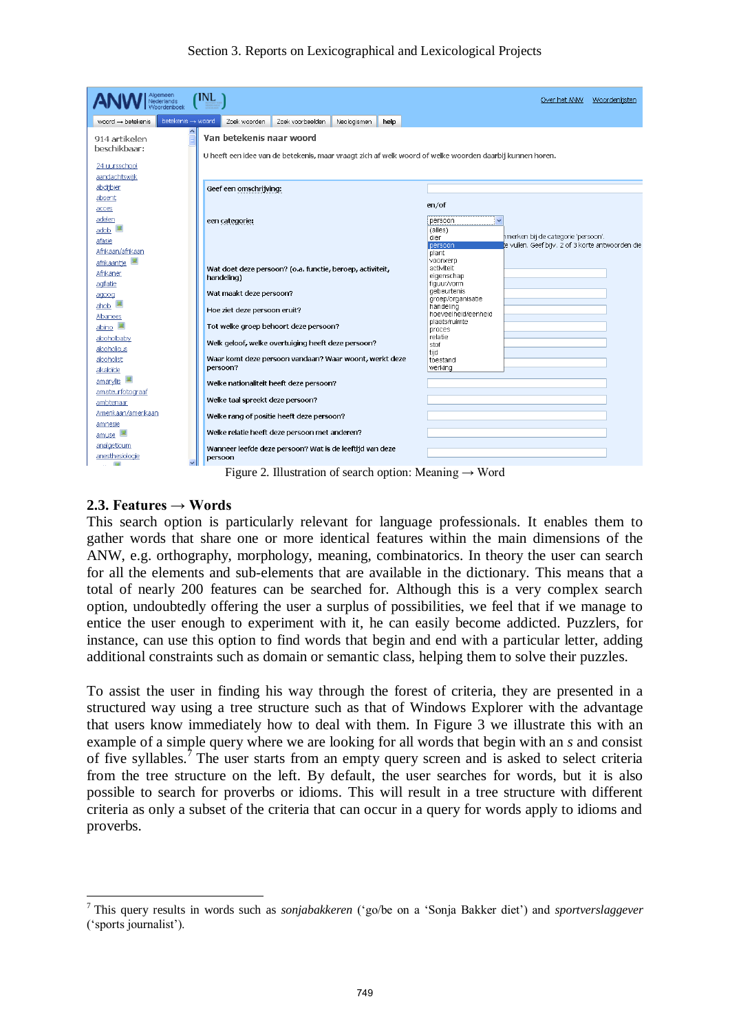Figure 2. Illustration of search option: Meaning → Word

### 2.3. Features → Words

This search option is particularly relevant for language professionals. It enables them to gather words that share one or more identical features within the main dimensions of the ANW, e.g. orthography, morphology, meaning, combinatorics. In theory the user can search for all the elements and sub-elements that are available in the dictionary. This means that a total of nearly 200 features can be searched for. Although this is a very complex search option, undoubtedly offering the user a surplus of possibilities, we feel that if we manage to entice the user enough to experiment with it, he can easily become addicted. Puzzlers, for instance, can use this option to find words that begin and end with a particular letter, adding additional constraints such as domain or semantic class, helping them to solve their puzzles.

To assist the user in finding his way through the forest of criteria, they are presented in a structured way using a tree structure such as that of Windows Explorer with the advantage that users know immediately how to deal with them. In Figure 3 we illustrate this with an example of a simple query where we are looking for all words that begin with an *s* and consist of five syllables.[7] The user starts from an empty query screen and is asked to select criteria from the tree structure on the left. By default, the user searches for words, but it is also possible to search for proverbs or idioms. This will result in a tree structure with different criteria as only a subset of the criteria that can occur in a query for words apply to idioms and proverbs.

[7] This query results in words such as *sonjabakkeren* ('go/be on a 'Sonja Bakker diet') and *sportverslaggever* ('sports journalist').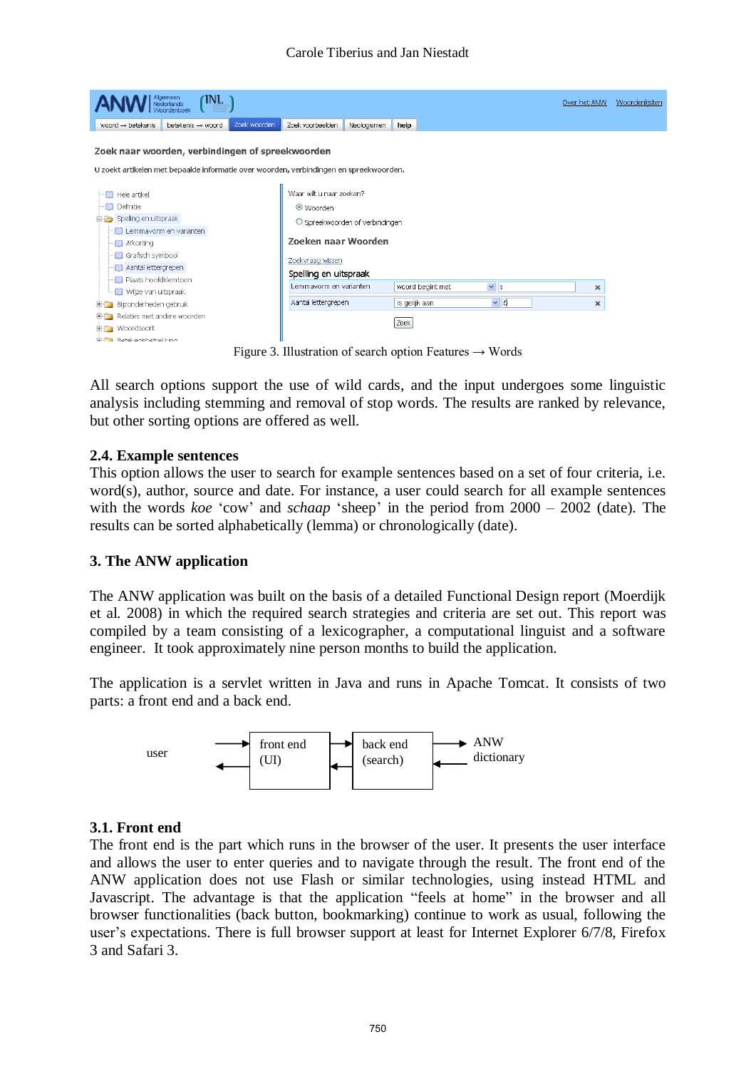Figure 3. Illustration of search option Features → Words

All search options support the use of wild cards, and the input undergoes some linguistic analysis including stemming and removal of stop words. The results are ranked by relevance, but other sorting options are offered as well.

### 2.4. Example sentences

This option allows the user to search for example sentences based on a set of four criteria, i.e. word(s), author, source and date. For instance, a user could search for all example sentences with the words *koe* 'cow' and *schaap* 'sheep' in the period from 2000 – 2002 (date). The results can be sorted alphabetically (lemma) or chronologically (date).

## 3. The ANW application

The ANW application was built on the basis of a detailed Functional Design report (Moerdijk et al. 2008) in which the required search strategies and criteria are set out. This report was compiled by a team consisting of a lexicographer, a computational linguist and a software engineer. It took approximately nine person months to build the application.

The application is a servlet written in Java and runs in Apache Tomcat. It consists of two parts: a front end and a back end.

user ⇄ front end (UI) ⇄ back end (search) ⇄ ANW dictionary

### 3.1. Front end

The front end is the part which runs in the browser of the user. It presents the user interface and allows the user to enter queries and to navigate through the result. The front end of the ANW application does not use Flash or similar technologies, using instead HTML and Javascript. The advantage is that the application "feels at home" in the browser and all browser functionalities (back button, bookmarking) continue to work as usual, following the user's expectations. There is full browser support at least for Internet Explorer 6/7/8, Firefox 3 and Safari 3.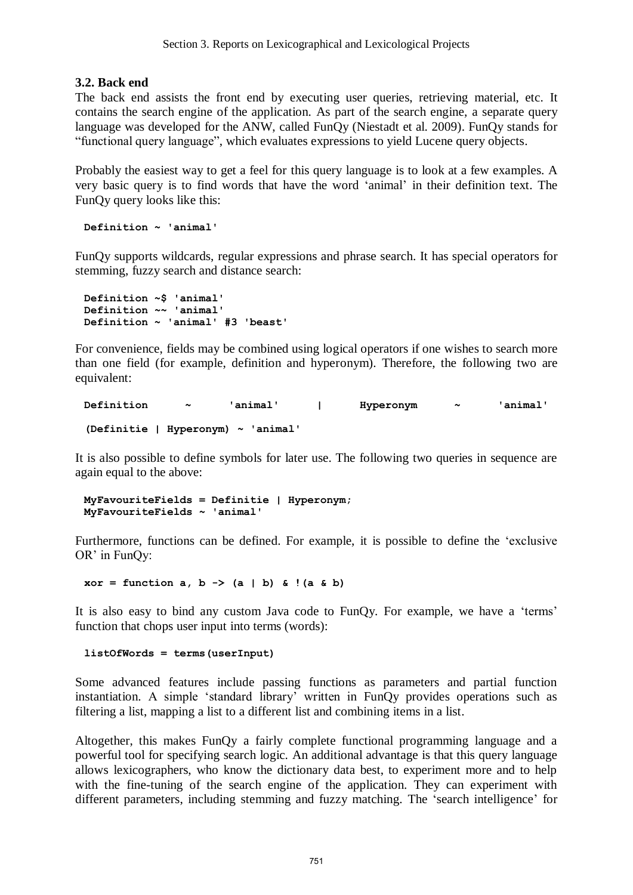### 3.2. Back end

The back end assists the front end by executing user queries, retrieving material, etc. It contains the search engine of the application. As part of the search engine, a separate query language was developed for the ANW, called FunQy (Niestadt et al. 2009). FunQy stands for "functional query language", which evaluates expressions to yield Lucene query objects.

Probably the easiest way to get a feel for this query language is to look at a few examples. A very basic query is to find words that have the word 'animal' in their definition text. The FunQy query looks like this:

```
Definition ~ 'animal'
```

FunQy supports wildcards, regular expressions and phrase search. It has special operators for stemming, fuzzy search and distance search:

```
Definition ~$ 'animal'
Definition ~~ 'animal'
Definition ~ 'animal' #3 'beast'
```

For convenience, fields may be combined using logical operators if one wishes to search more than one field (for example, definition and hyperonym). Therefore, the following two are equivalent:

```
Definition ~ 'animal' | Hyperonym ~ 'animal'

(Definitie | Hyperonym) ~ 'animal'
```

It is also possible to define symbols for later use. The following two queries in sequence are again equal to the above:

```
MyFavouriteFields = Definitie | Hyperonym;
MyFavouriteFields ~ 'animal'
```

Furthermore, functions can be defined. For example, it is possible to define the 'exclusive OR' in FunQy:

```
xor = function a, b -> (a | b) & !(a & b)
```

It is also easy to bind any custom Java code to FunQy. For example, we have a 'terms' function that chops user input into terms (words):

```
listOfWords = terms(userInput)
```

Some advanced features include passing functions as parameters and partial function instantiation. A simple 'standard library' written in FunQy provides operations such as filtering a list, mapping a list to a different list and combining items in a list.

Altogether, this makes FunQy a fairly complete functional programming language and a powerful tool for specifying search logic. An additional advantage is that this query language allows lexicographers, who know the dictionary data best, to experiment more and to help with the fine-tuning of the search engine of the application. They can experiment with different parameters, including stemming and fuzzy matching. The 'search intelligence' for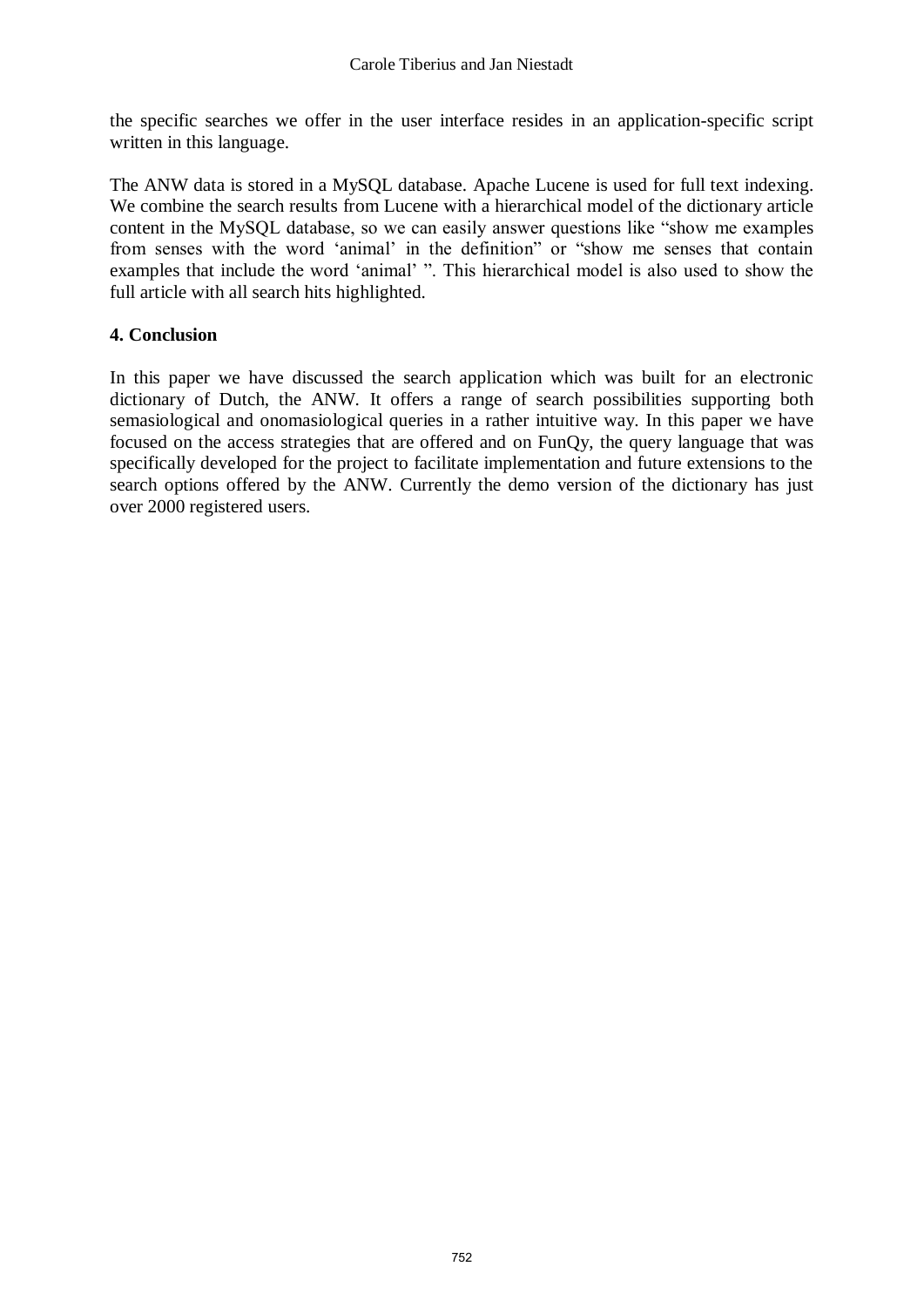the specific searches we offer in the user interface resides in an application-specific script written in this language.

The ANW data is stored in a MySQL database. Apache Lucene is used for full text indexing. We combine the search results from Lucene with a hierarchical model of the dictionary article content in the MySQL database, so we can easily answer questions like "show me examples from senses with the word 'animal' in the definition" or "show me senses that contain examples that include the word 'animal' ". This hierarchical model is also used to show the full article with all search hits highlighted.

## 4. Conclusion

In this paper we have discussed the search application which was built for an electronic dictionary of Dutch, the ANW. It offers a range of search possibilities supporting both semasiological and onomasiological queries in a rather intuitive way. In this paper we have focused on the access strategies that are offered and on FunQy, the query language that was specifically developed for the project to facilitate implementation and future extensions to the search options offered by the ANW. Currently the demo version of the dictionary has just over 2000 registered users.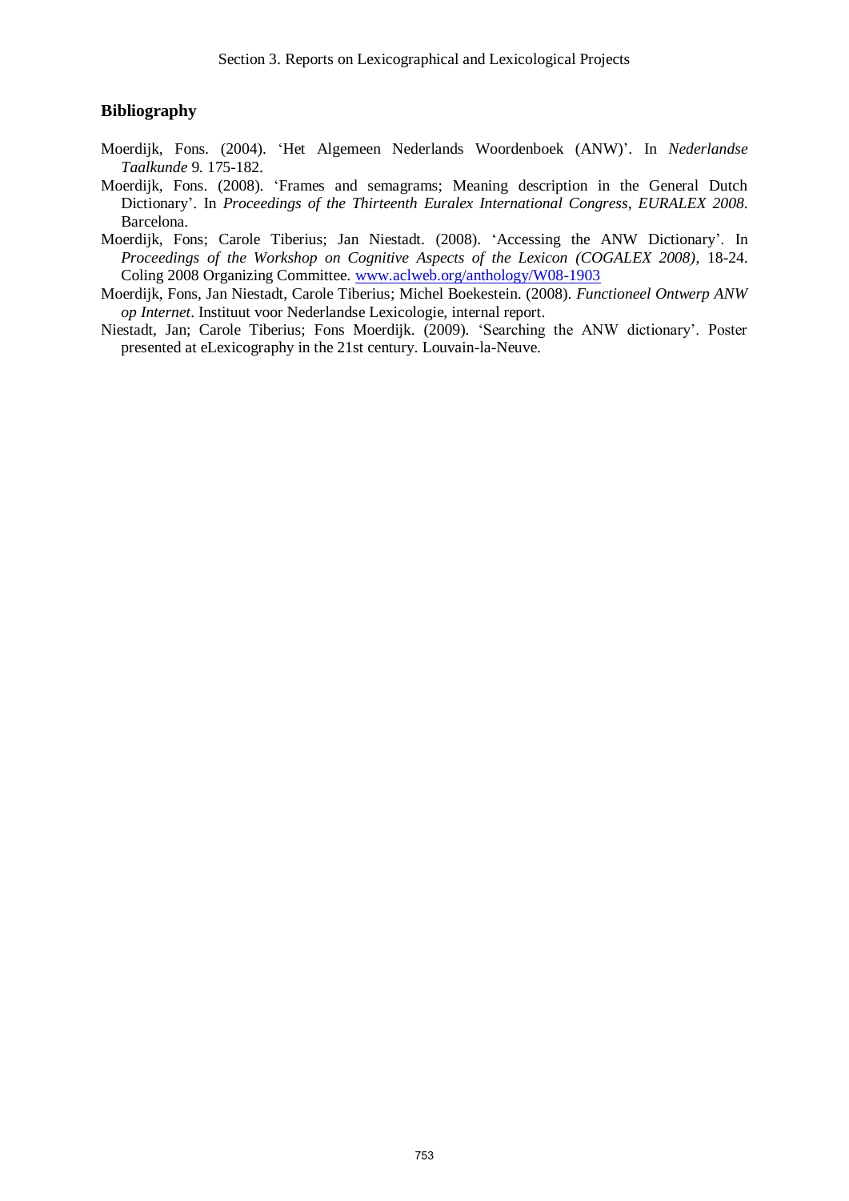## Bibliography

Moerdijk, Fons. (2004). 'Het Algemeen Nederlands Woordenboek (ANW)'. In *Nederlandse Taalkunde* 9. 175-182.

Moerdijk, Fons. (2008). 'Frames and semagrams; Meaning description in the General Dutch Dictionary'. In *Proceedings of the Thirteenth Euralex International Congress, EURALEX 2008*. Barcelona.

Moerdijk, Fons; Carole Tiberius; Jan Niestadt. (2008). 'Accessing the ANW Dictionary'. In *Proceedings of the Workshop on Cognitive Aspects of the Lexicon (COGALEX 2008)*, 18-24. Coling 2008 Organizing Committee. www.aclweb.org/anthology/W08-1903

Moerdijk, Fons, Jan Niestadt, Carole Tiberius; Michel Boekestein. (2008). *Functioneel Ontwerp ANW op Internet*. Instituut voor Nederlandse Lexicologie, internal report.

Niestadt, Jan; Carole Tiberius; Fons Moerdijk. (2009). 'Searching the ANW dictionary'. Poster presented at eLexicography in the 21st century. Louvain-la-Neuve.